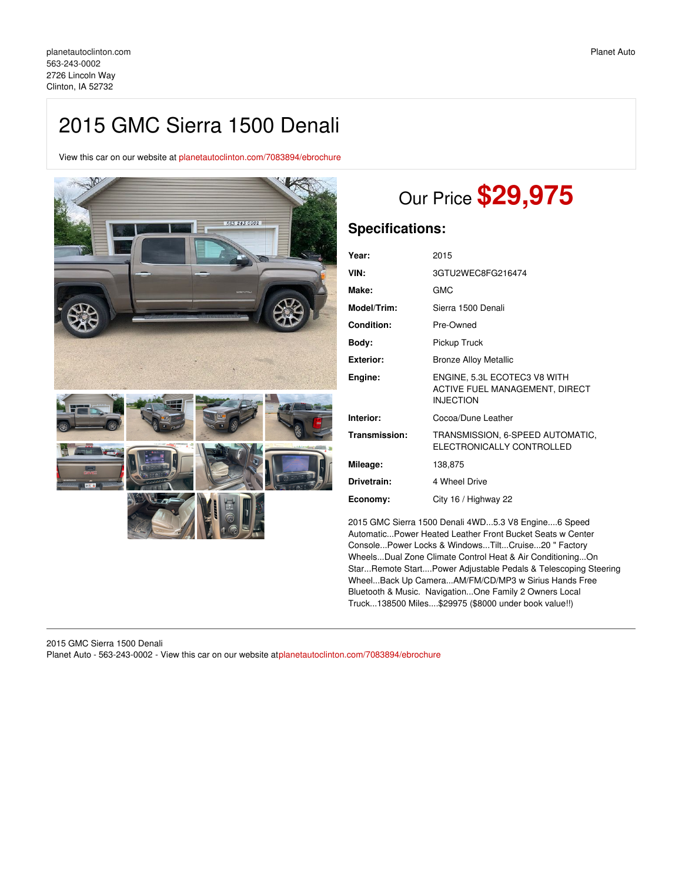planetautoclinton.com
563-243-0002
2726 Lincoln Way
Clinton, IA 52732

Planet Auto

# 2015 GMC Sierra 1500 Denali

View this car on our website at planetautoclinton.com/7083894/ebrochure

## Our Price **$29,975**

## Specifications:

| | |
|---|---|
| **Year:** | 2015 |
| **VIN:** | 3GTU2WEC8FG216474 |
| **Make:** | GMC |
| **Model/Trim:** | Sierra 1500 Denali |
| **Condition:** | Pre-Owned |
| **Body:** | Pickup Truck |
| **Exterior:** | Bronze Alloy Metallic |
| **Engine:** | ENGINE, 5.3L ECOTEC3 V8 WITH ACTIVE FUEL MANAGEMENT, DIRECT INJECTION |
| **Interior:** | Cocoa/Dune Leather |
| **Transmission:** | TRANSMISSION, 6-SPEED AUTOMATIC, ELECTRONICALLY CONTROLLED |
| **Mileage:** | 138,875 |
| **Drivetrain:** | 4 Wheel Drive |
| **Economy:** | City 16 / Highway 22 |

2015 GMC Sierra 1500 Denali 4WD...5.3 V8 Engine....6 Speed Automatic...Power Heated Leather Front Bucket Seats w Center Console...Power Locks & Windows...Tilt...Cruise...20 " Factory Wheels...Dual Zone Climate Control Heat & Air Conditioning...On Star...Remote Start....Power Adjustable Pedals & Telescoping Steering Wheel...Back Up Camera...AM/FM/CD/MP3 w Sirius Hands Free Bluetooth & Music. Navigation...One Family 2 Owners Local Truck...138500 Miles....$29975 ($8000 under book value!!)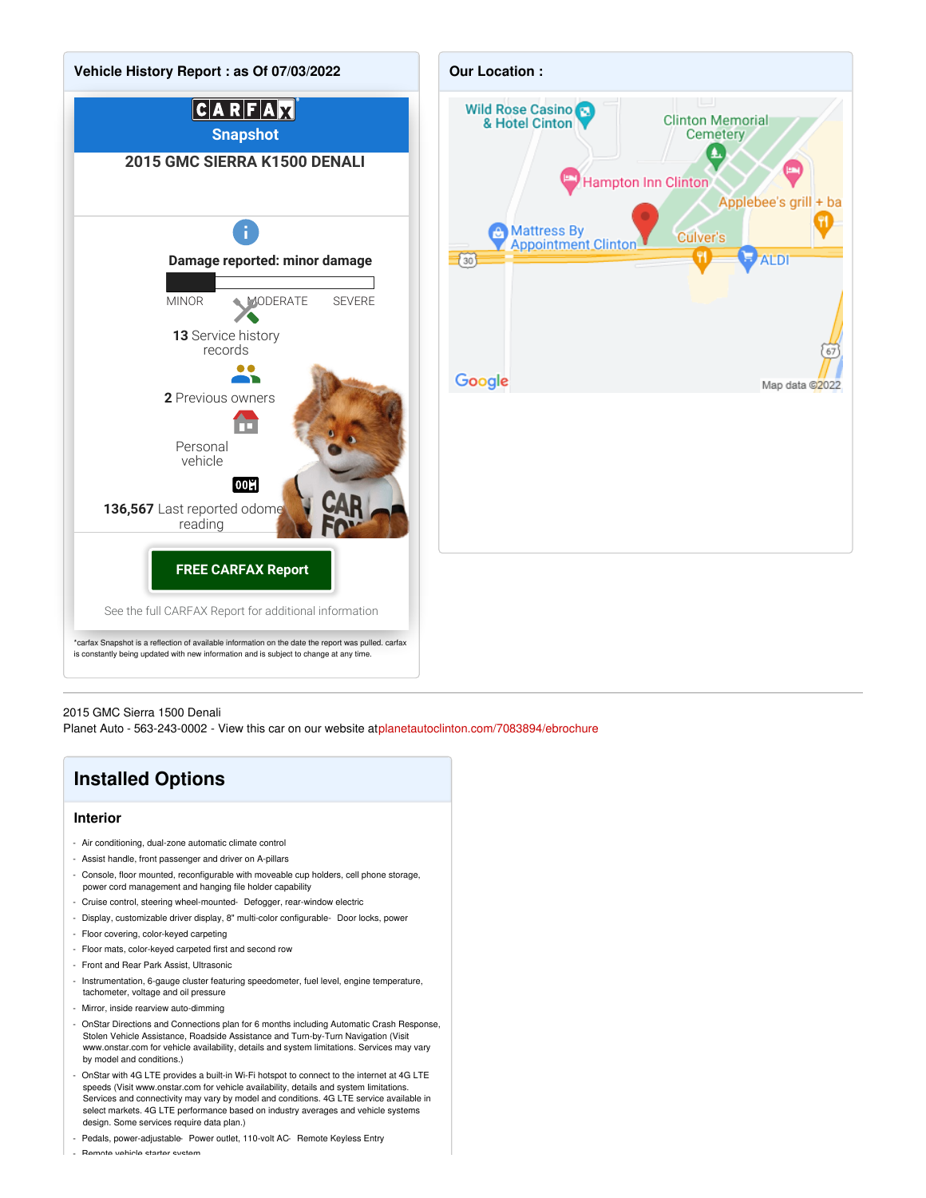## Vehicle History Report : as Of 07/03/2022

CARFAX Snapshot

**2015 GMC SIERRA K1500 DENALI**

**Damage reported: minor damage**

MINOR MODERATE SEVERE

**13** Service history records

**2** Previous owners

Personal vehicle

**136,567** Last reported odometer reading

**FREE CARFAX Report**

See the full CARFAX Report for additional information

*carfax Snapshot is a reflection of available information on the date the report was pulled. carfax is constantly being updated with new information and is subject to change at any time.

## Our Location :

Wild Rose Casino & Hotel Cinton
Clinton Memorial Cemetery
Hampton Inn Clinton
Applebee's grill + ba
Mattress By Appointment Clinton
Culver's
ALDI
30
67
Google
Map data ©2022

---

2015 GMC Sierra 1500 Denali
Planet Auto - 563-243-0002 - View this car on our website atplanetautoclinton.com/7083894/ebrochure

# Installed Options

### Interior

- Air conditioning, dual-zone automatic climate control
- Assist handle, front passenger and driver on A-pillars
- Console, floor mounted, reconfigurable with moveable cup holders, cell phone storage, power cord management and hanging file holder capability
- Cruise control, steering wheel-mounted- Defogger, rear-window electric
- Display, customizable driver display, 8" multi-color configurable- Door locks, power
- Floor covering, color-keyed carpeting
- Floor mats, color-keyed carpeted first and second row
- Front and Rear Park Assist, Ultrasonic
- Instrumentation, 6-gauge cluster featuring speedometer, fuel level, engine temperature, tachometer, voltage and oil pressure
- Mirror, inside rearview auto-dimming
- OnStar Directions and Connections plan for 6 months including Automatic Crash Response, Stolen Vehicle Assistance, Roadside Assistance and Turn-by-Turn Navigation (Visit www.onstar.com for vehicle availability, details and system limitations. Services may vary by model and conditions.)
- OnStar with 4G LTE provides a built-in Wi-Fi hotspot to connect to the internet at 4G LTE speeds (Visit www.onstar.com for vehicle availability, details and system limitations. Services and connectivity may vary by model and conditions. 4G LTE service available in select markets. 4G LTE performance based on industry averages and vehicle systems design. Some services require data plan.)
- Pedals, power-adjustable- Power outlet, 110-volt AC- Remote Keyless Entry
- Remote vehicle starter system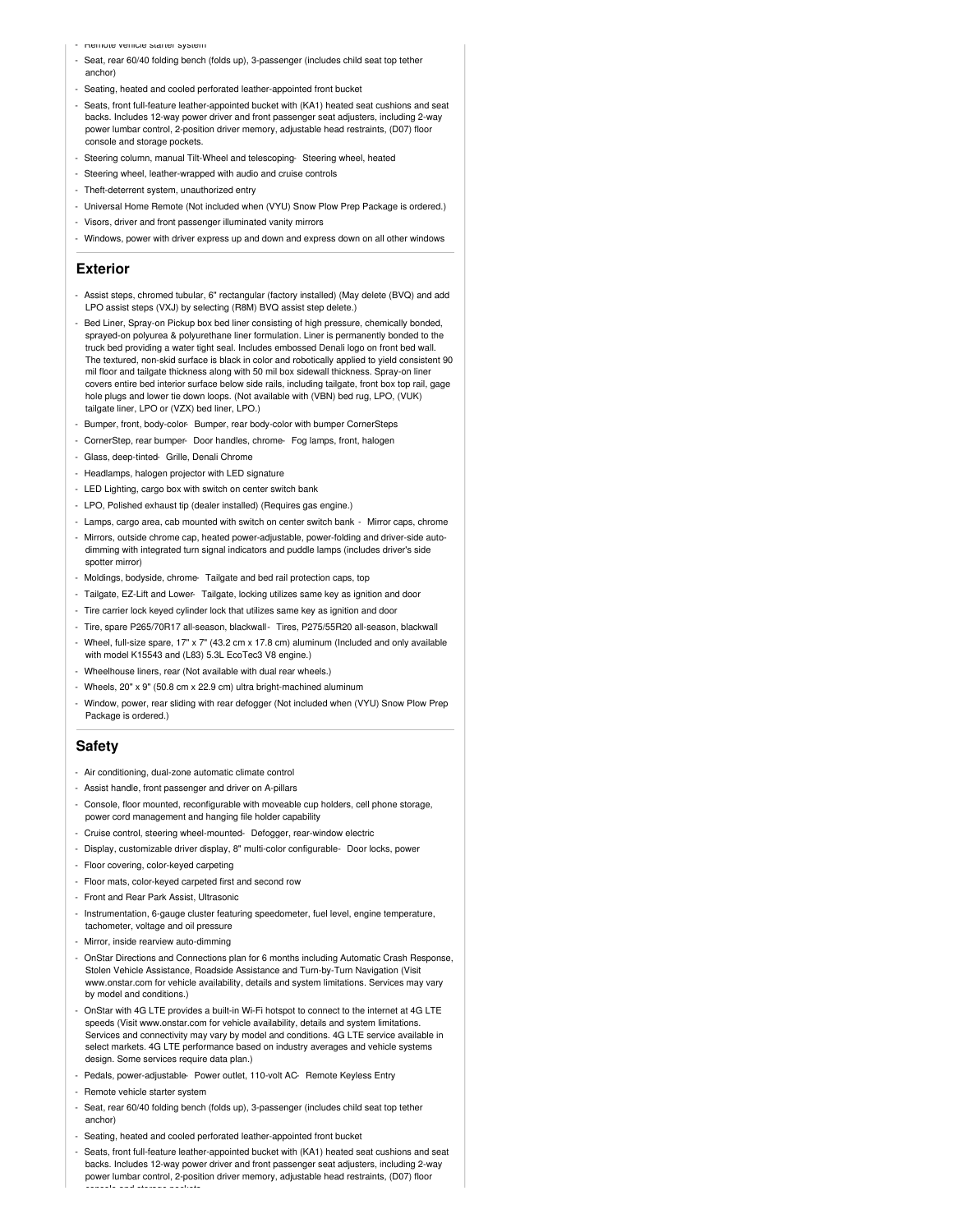- Remote vehicle starter system
- Seat, rear 60/40 folding bench (folds up), 3-passenger (includes child seat top tether anchor)
- Seating, heated and cooled perforated leather-appointed front bucket
- Seats, front full-feature leather-appointed bucket with (KA1) heated seat cushions and seat backs. Includes 12-way power driver and front passenger seat adjusters, including 2-way power lumbar control, 2-position driver memory, adjustable head restraints, (D07) floor console and storage pockets.
- Steering column, manual Tilt-Wheel and telescoping- Steering wheel, heated
- Steering wheel, leather-wrapped with audio and cruise controls
- Theft-deterrent system, unauthorized entry
- Universal Home Remote (Not included when (VYU) Snow Plow Prep Package is ordered.)
- Visors, driver and front passenger illuminated vanity mirrors
- Windows, power with driver express up and down and express down on all other windows

## Exterior

- Assist steps, chromed tubular, 6" rectangular (factory installed) (May delete (BVQ) and add LPO assist steps (VXJ) by selecting (R8M) BVQ assist step delete.)
- Bed Liner, Spray-on Pickup box bed liner consisting of high pressure, chemically bonded, sprayed-on polyurea & polyurethane liner formulation. Liner is permanently bonded to the truck bed providing a water tight seal. Includes embossed Denali logo on front bed wall. The textured, non-skid surface is black in color and robotically applied to yield consistent 90 mil floor and tailgate thickness along with 50 mil box sidewall thickness. Spray-on liner covers entire bed interior surface below side rails, including tailgate, front box top rail, gage hole plugs and lower tie down loops. (Not available with (VBN) bed rug, LPO, (VUK) tailgate liner, LPO or (VZX) bed liner, LPO.)
- Bumper, front, body-color- Bumper, rear body-color with bumper CornerSteps
- CornerStep, rear bumper- Door handles, chrome- Fog lamps, front, halogen
- Glass, deep-tinted- Grille, Denali Chrome
- Headlamps, halogen projector with LED signature
- LED Lighting, cargo box with switch on center switch bank
- LPO, Polished exhaust tip (dealer installed) (Requires gas engine.)
- Lamps, cargo area, cab mounted with switch on center switch bank - Mirror caps, chrome
- Mirrors, outside chrome cap, heated power-adjustable, power-folding and driver-side auto-dimming with integrated turn signal indicators and puddle lamps (includes driver's side spotter mirror)
- Moldings, bodyside, chrome- Tailgate and bed rail protection caps, top
- Tailgate, EZ-Lift and Lower- Tailgate, locking utilizes same key as ignition and door
- Tire carrier lock keyed cylinder lock that utilizes same key as ignition and door
- Tire, spare P265/70R17 all-season, blackwall- Tires, P275/55R20 all-season, blackwall
- Wheel, full-size spare, 17" x 7" (43.2 cm x 17.8 cm) aluminum (Included and only available with model K15543 and (L83) 5.3L EcoTec3 V8 engine.)
- Wheelhouse liners, rear (Not available with dual rear wheels.)
- Wheels, 20" x 9" (50.8 cm x 22.9 cm) ultra bright-machined aluminum
- Window, power, rear sliding with rear defogger (Not included when (VYU) Snow Plow Prep Package is ordered.)

## Safety

- Air conditioning, dual-zone automatic climate control
- Assist handle, front passenger and driver on A-pillars
- Console, floor mounted, reconfigurable with moveable cup holders, cell phone storage, power cord management and hanging file holder capability
- Cruise control, steering wheel-mounted- Defogger, rear-window electric
- Display, customizable driver display, 8" multi-color configurable- Door locks, power
- Floor covering, color-keyed carpeting
- Floor mats, color-keyed carpeted first and second row
- Front and Rear Park Assist, Ultrasonic
- Instrumentation, 6-gauge cluster featuring speedometer, fuel level, engine temperature, tachometer, voltage and oil pressure
- Mirror, inside rearview auto-dimming
- OnStar Directions and Connections plan for 6 months including Automatic Crash Response, Stolen Vehicle Assistance, Roadside Assistance and Turn-by-Turn Navigation (Visit www.onstar.com for vehicle availability, details and system limitations. Services may vary by model and conditions.)
- OnStar with 4G LTE provides a built-in Wi-Fi hotspot to connect to the internet at 4G LTE speeds (Visit www.onstar.com for vehicle availability, details and system limitations. Services and connectivity may vary by model and conditions. 4G LTE service available in select markets. 4G LTE performance based on industry averages and vehicle systems design. Some services require data plan.)
- Pedals, power-adjustable- Power outlet, 110-volt AC- Remote Keyless Entry
- Remote vehicle starter system
- Seat, rear 60/40 folding bench (folds up), 3-passenger (includes child seat top tether anchor)
- Seating, heated and cooled perforated leather-appointed front bucket
- Seats, front full-feature leather-appointed bucket with (KA1) heated seat cushions and seat backs. Includes 12-way power driver and front passenger seat adjusters, including 2-way power lumbar control, 2-position driver memory, adjustable head restraints, (D07) floor console and storage pockets.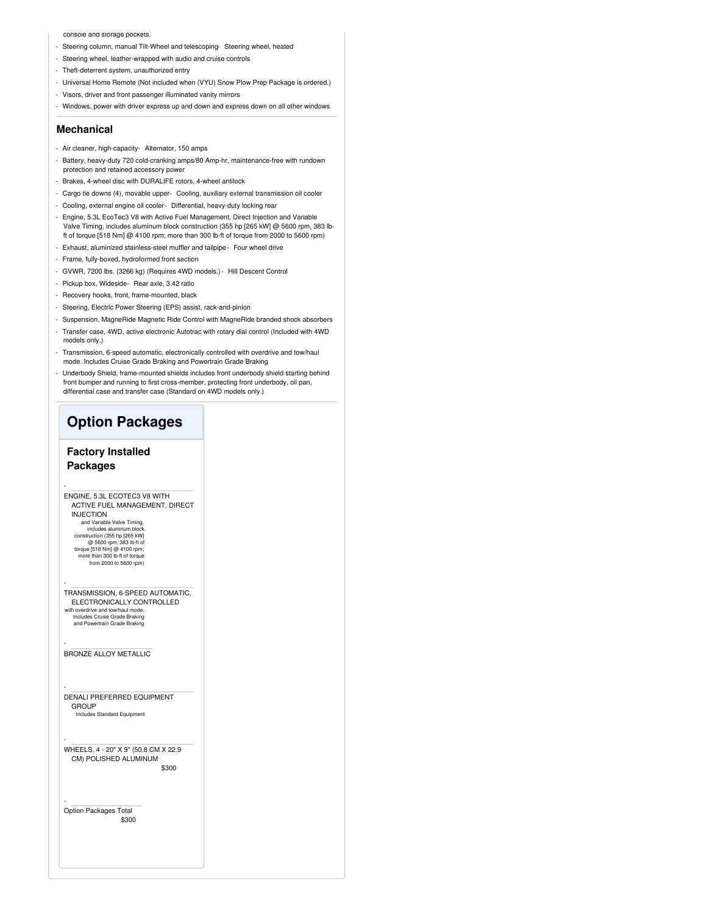console and storage pockets.

- Steering column, manual Tilt-Wheel and telescoping- Steering wheel, heated
- Steering wheel, leather-wrapped with audio and cruise controls
- Theft-deterrent system, unauthorized entry
- Universal Home Remote (Not included when (VYU) Snow Plow Prep Package is ordered.)
- Visors, driver and front passenger illuminated vanity mirrors
- Windows, power with driver express up and down and express down on all other windows

### Mechanical

- Air cleaner, high-capacity- Alternator, 150 amps
- Battery, heavy-duty 720 cold-cranking amps/80 Amp-hr, maintenance-free with rundown protection and retained accessory power
- Brakes, 4-wheel disc with DURALIFE rotors, 4-wheel antilock
- Cargo tie downs (4), movable upper- Cooling, auxiliary external transmission oil cooler
- Cooling, external engine oil cooler- Differential, heavy-duty locking rear
- Engine, 5.3L EcoTec3 V8 with Active Fuel Management, Direct Injection and Variable Valve Timing, includes aluminum block construction (355 hp [265 kW] @ 5600 rpm, 383 lb-ft of torque [518 Nm] @ 4100 rpm; more than 300 lb-ft of torque from 2000 to 5600 rpm)
- Exhaust, aluminized stainless-steel muffler and tailpipe- Four wheel drive
- Frame, fully-boxed, hydroformed front section
- GVWR, 7200 lbs. (3266 kg) (Requires 4WD models.) - Hill Descent Control
- Pickup box, Wideside- Rear axle, 3.42 ratio
- Recovery hooks, front, frame-mounted, black
- Steering, Electric Power Steering (EPS) assist, rack-and-pinion
- Suspension, MagneRide Magnetic Ride Control with MagneRide branded shock absorbers
- Transfer case, 4WD, active electronic Autotrac with rotary dial control (Included with 4WD models only.)
- Transmission, 6-speed automatic, electronically controlled with overdrive and tow/haul mode. Includes Cruise Grade Braking and Powertrain Grade Braking
- Underbody Shield, frame-mounted shields includes front underbody shield starting behind front bumper and running to first cross-member, protecting front underbody, oil pan, differential case and transfer case (Standard on 4WD models only.)

## Option Packages

### Factory Installed Packages

- ENGINE, 5.3L ECOTEC3 V8 WITH ACTIVE FUEL MANAGEMENT, DIRECT INJECTION
  and Variable Valve Timing, includes aluminum block construction (355 hp [265 kW] @ 5600 rpm, 383 lb-ft of torque [518 Nm] @ 4100 rpm; more than 300 lb-ft of torque from 2000 to 5600 rpm)

- TRANSMISSION, 6-SPEED AUTOMATIC, ELECTRONICALLY CONTROLLED
  with overdrive and tow/haul mode. Includes Cruise Grade Braking and Powertrain Grade Braking

- BRONZE ALLOY METALLIC

- DENALI PREFERRED EQUIPMENT GROUP
  Includes Standard Equipment

- WHEELS, 4 - 20" X 9" (50.8 CM X 22.9 CM) POLISHED ALUMINUM
  $300

- Option Packages Total
  $300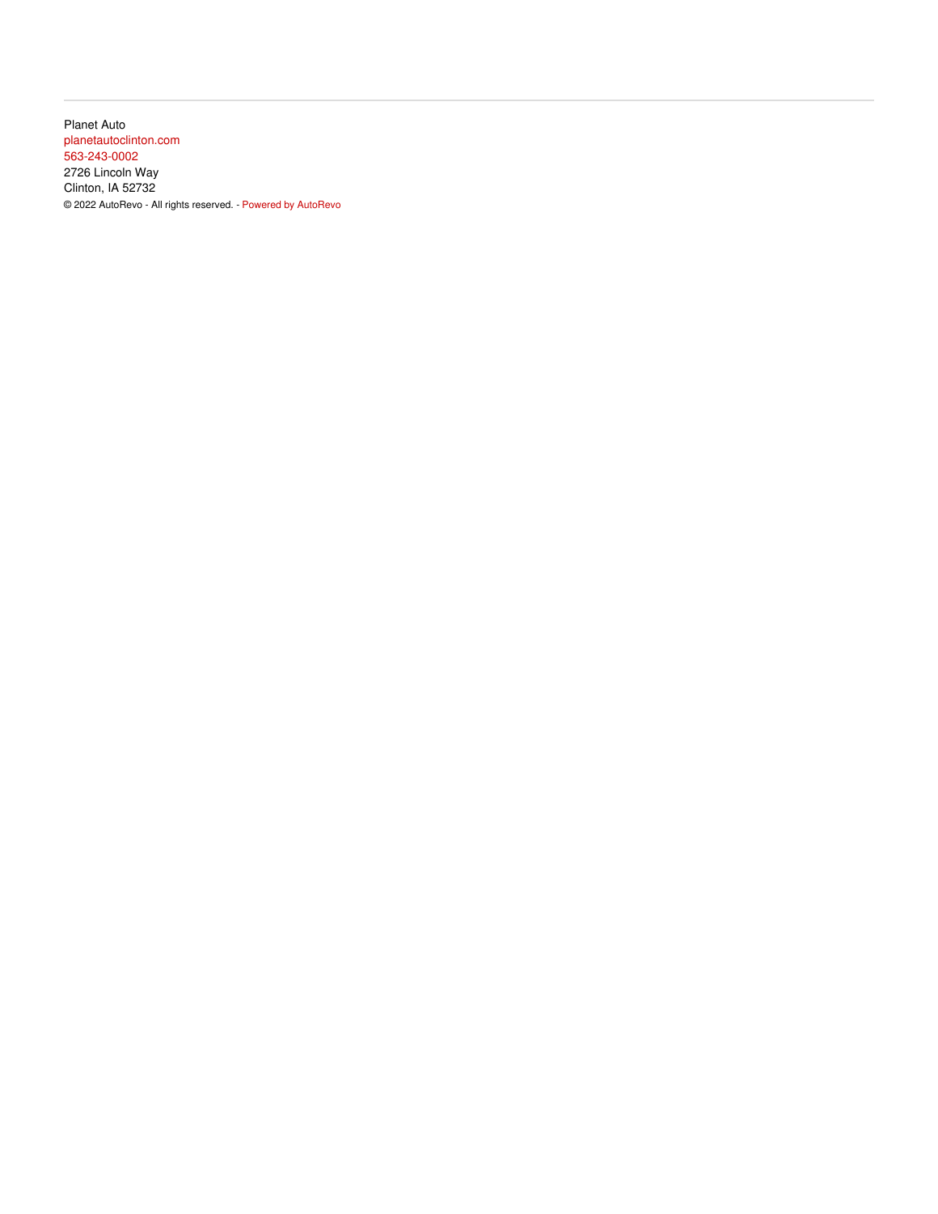Planet Auto
planetautoclinton.com
563-243-0002
2726 Lincoln Way
Clinton, IA 52732
© 2022 AutoRevo - All rights reserved. - Powered by AutoRevo